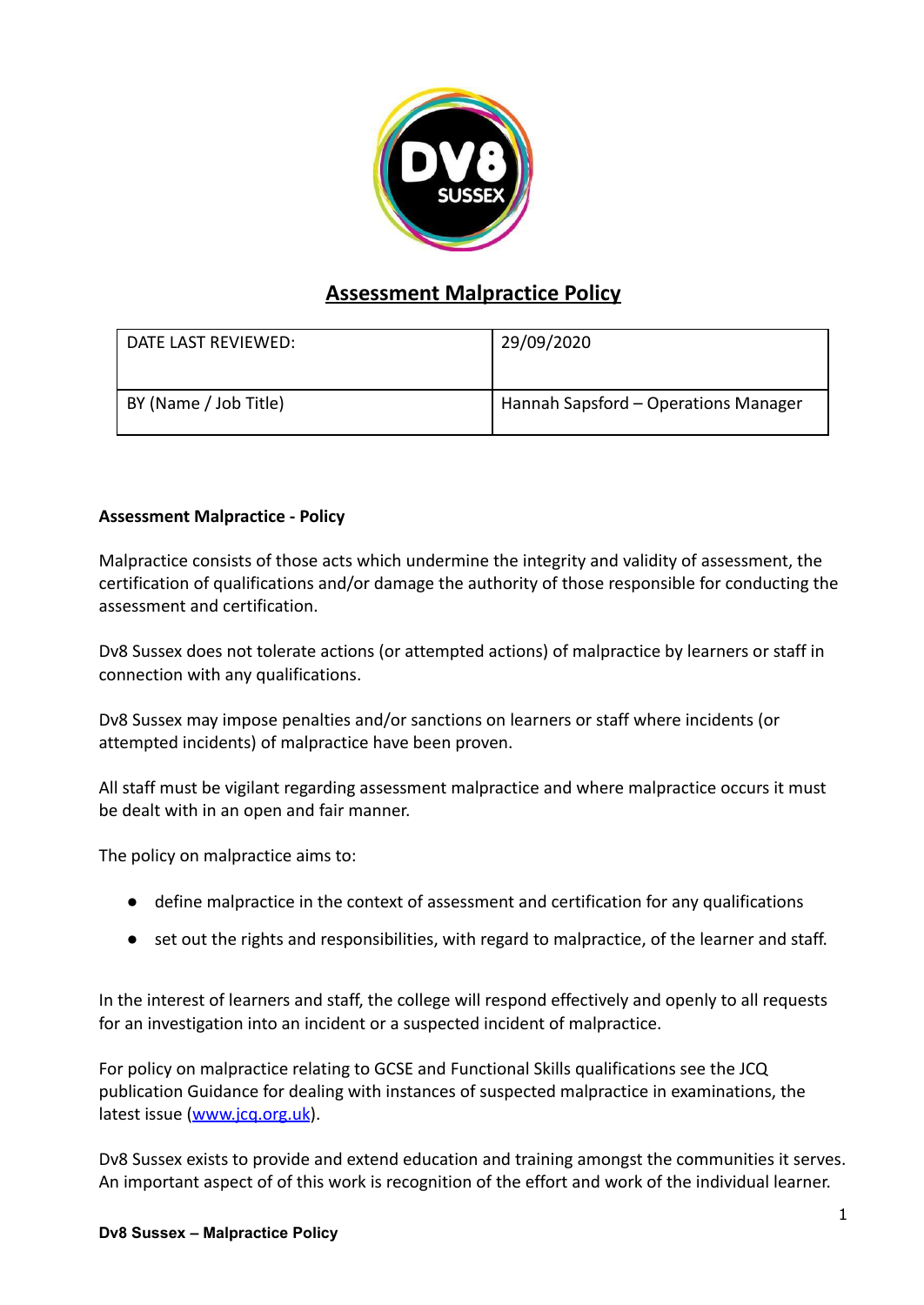# Assessment Malpractice Policy

| DATE LAST REVIEWED: | 29/09/2020 |
| --- | --- |
| BY (Name / Job Title) | Hannah Sapsford – Operations Manager |

**Assessment Malpractice - Policy**

Malpractice consists of those acts which undermine the integrity and validity of assessment, the certification of qualifications and/or damage the authority of those responsible for conducting the assessment and certification.

Dv8 Sussex does not tolerate actions (or attempted actions) of malpractice by learners or staff in connection with any qualifications.

Dv8 Sussex may impose penalties and/or sanctions on learners or staff where incidents (or attempted incidents) of malpractice have been proven.

All staff must be vigilant regarding assessment malpractice and where malpractice occurs it must be dealt with in an open and fair manner.

The policy on malpractice aims to:

- define malpractice in the context of assessment and certification for any qualifications
- set out the rights and responsibilities, with regard to malpractice, of the learner and staff.

In the interest of learners and staff, the college will respond effectively and openly to all requests for an investigation into an incident or a suspected incident of malpractice.

For policy on malpractice relating to GCSE and Functional Skills qualifications see the JCQ publication Guidance for dealing with instances of suspected malpractice in examinations, the latest issue (www.jcq.org.uk).

Dv8 Sussex exists to provide and extend education and training amongst the communities it serves. An important aspect of of this work is recognition of the effort and work of the individual learner.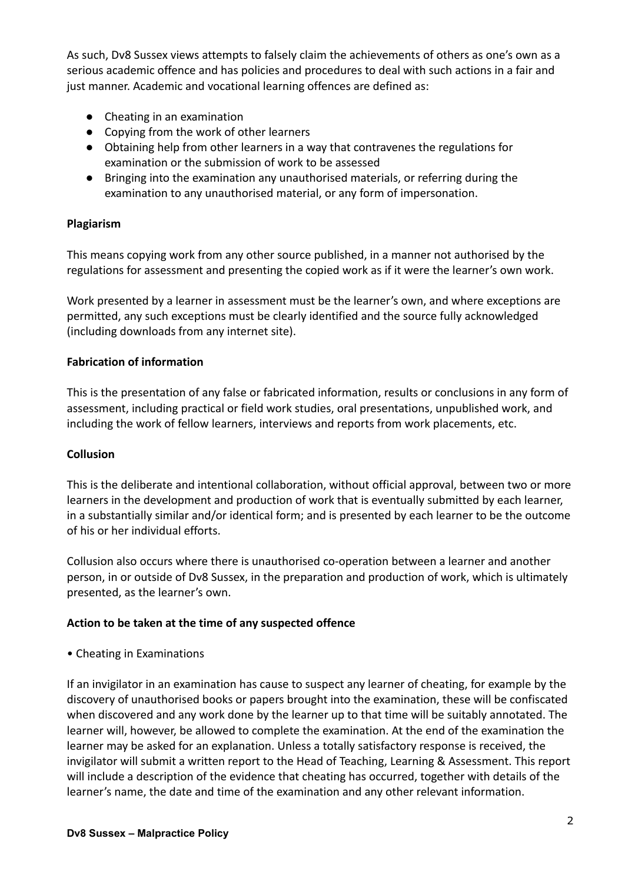As such, Dv8 Sussex views attempts to falsely claim the achievements of others as one's own as a serious academic offence and has policies and procedures to deal with such actions in a fair and just manner. Academic and vocational learning offences are defined as:

- Cheating in an examination
- Copying from the work of other learners
- Obtaining help from other learners in a way that contravenes the regulations for examination or the submission of work to be assessed
- Bringing into the examination any unauthorised materials, or referring during the examination to any unauthorised material, or any form of impersonation.

**Plagiarism**

This means copying work from any other source published, in a manner not authorised by the regulations for assessment and presenting the copied work as if it were the learner's own work.

Work presented by a learner in assessment must be the learner's own, and where exceptions are permitted, any such exceptions must be clearly identified and the source fully acknowledged (including downloads from any internet site).

**Fabrication of information**

This is the presentation of any false or fabricated information, results or conclusions in any form of assessment, including practical or field work studies, oral presentations, unpublished work, and including the work of fellow learners, interviews and reports from work placements, etc.

**Collusion**

This is the deliberate and intentional collaboration, without official approval, between two or more learners in the development and production of work that is eventually submitted by each learner, in a substantially similar and/or identical form; and is presented by each learner to be the outcome of his or her individual efforts.

Collusion also occurs where there is unauthorised co-operation between a learner and another person, in or outside of Dv8 Sussex, in the preparation and production of work, which is ultimately presented, as the learner's own.

**Action to be taken at the time of any suspected offence**

• Cheating in Examinations

If an invigilator in an examination has cause to suspect any learner of cheating, for example by the discovery of unauthorised books or papers brought into the examination, these will be confiscated when discovered and any work done by the learner up to that time will be suitably annotated. The learner will, however, be allowed to complete the examination. At the end of the examination the learner may be asked for an explanation. Unless a totally satisfactory response is received, the invigilator will submit a written report to the Head of Teaching, Learning & Assessment. This report will include a description of the evidence that cheating has occurred, together with details of the learner's name, the date and time of the examination and any other relevant information.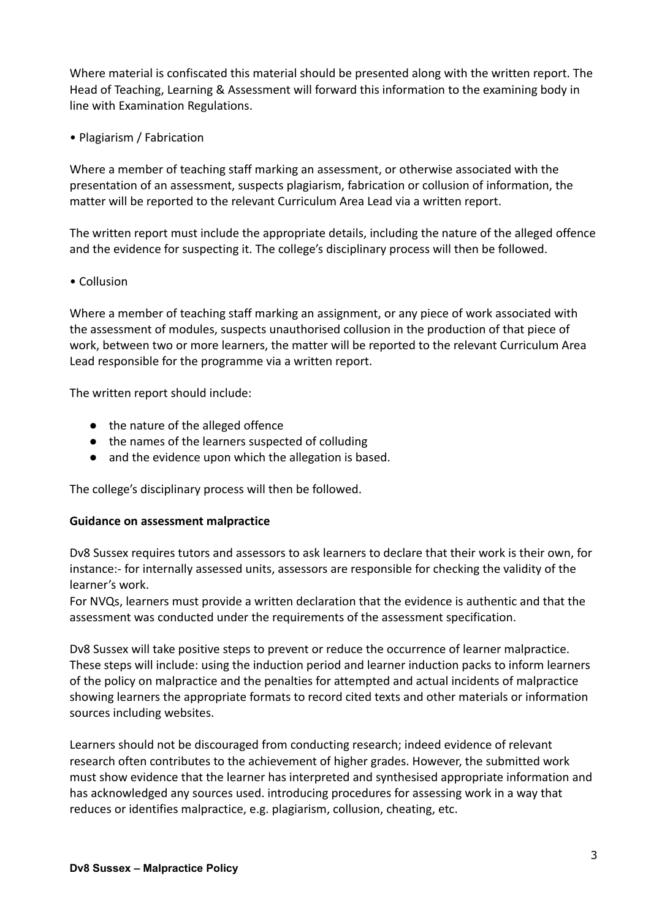Where material is confiscated this material should be presented along with the written report. The Head of Teaching, Learning & Assessment will forward this information to the examining body in line with Examination Regulations.

• Plagiarism / Fabrication

Where a member of teaching staff marking an assessment, or otherwise associated with the presentation of an assessment, suspects plagiarism, fabrication or collusion of information, the matter will be reported to the relevant Curriculum Area Lead via a written report.

The written report must include the appropriate details, including the nature of the alleged offence and the evidence for suspecting it. The college's disciplinary process will then be followed.

• Collusion

Where a member of teaching staff marking an assignment, or any piece of work associated with the assessment of modules, suspects unauthorised collusion in the production of that piece of work, between two or more learners, the matter will be reported to the relevant Curriculum Area Lead responsible for the programme via a written report.

The written report should include:

- the nature of the alleged offence
- the names of the learners suspected of colluding
- and the evidence upon which the allegation is based.

The college's disciplinary process will then be followed.

**Guidance on assessment malpractice**

Dv8 Sussex requires tutors and assessors to ask learners to declare that their work is their own, for instance:- for internally assessed units, assessors are responsible for checking the validity of the learner's work.
For NVQs, learners must provide a written declaration that the evidence is authentic and that the assessment was conducted under the requirements of the assessment specification.

Dv8 Sussex will take positive steps to prevent or reduce the occurrence of learner malpractice. These steps will include: using the induction period and learner induction packs to inform learners of the policy on malpractice and the penalties for attempted and actual incidents of malpractice showing learners the appropriate formats to record cited texts and other materials or information sources including websites.

Learners should not be discouraged from conducting research; indeed evidence of relevant research often contributes to the achievement of higher grades. However, the submitted work must show evidence that the learner has interpreted and synthesised appropriate information and has acknowledged any sources used. introducing procedures for assessing work in a way that reduces or identifies malpractice, e.g. plagiarism, collusion, cheating, etc.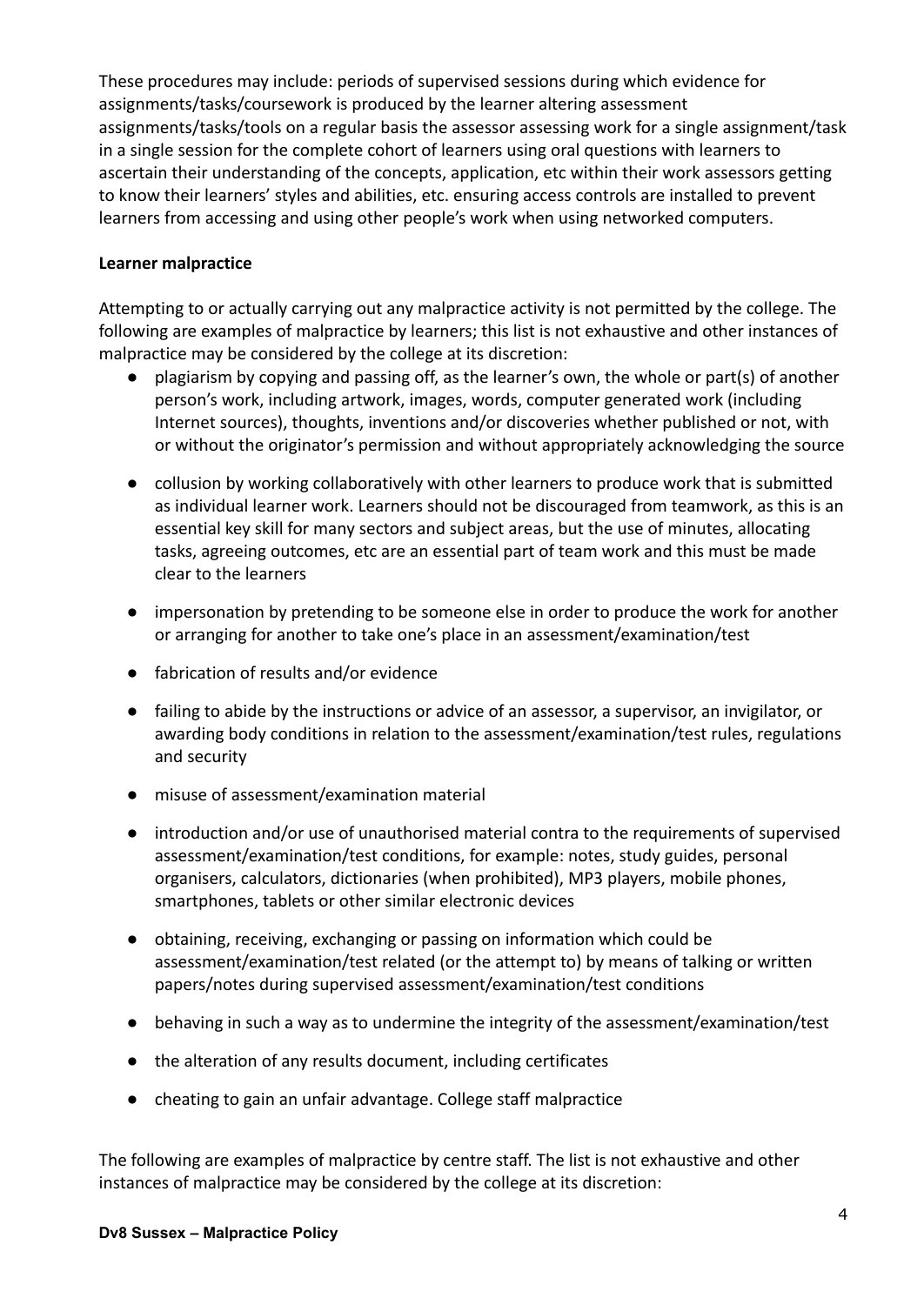These procedures may include: periods of supervised sessions during which evidence for assignments/tasks/coursework is produced by the learner altering assessment assignments/tasks/tools on a regular basis the assessor assessing work for a single assignment/task in a single session for the complete cohort of learners using oral questions with learners to ascertain their understanding of the concepts, application, etc within their work assessors getting to know their learners' styles and abilities, etc. ensuring access controls are installed to prevent learners from accessing and using other people's work when using networked computers.

**Learner malpractice**

Attempting to or actually carrying out any malpractice activity is not permitted by the college. The following are examples of malpractice by learners; this list is not exhaustive and other instances of malpractice may be considered by the college at its discretion:

- plagiarism by copying and passing off, as the learner's own, the whole or part(s) of another person's work, including artwork, images, words, computer generated work (including Internet sources), thoughts, inventions and/or discoveries whether published or not, with or without the originator's permission and without appropriately acknowledging the source
- collusion by working collaboratively with other learners to produce work that is submitted as individual learner work. Learners should not be discouraged from teamwork, as this is an essential key skill for many sectors and subject areas, but the use of minutes, allocating tasks, agreeing outcomes, etc are an essential part of team work and this must be made clear to the learners
- impersonation by pretending to be someone else in order to produce the work for another or arranging for another to take one's place in an assessment/examination/test
- fabrication of results and/or evidence
- failing to abide by the instructions or advice of an assessor, a supervisor, an invigilator, or awarding body conditions in relation to the assessment/examination/test rules, regulations and security
- misuse of assessment/examination material
- introduction and/or use of unauthorised material contra to the requirements of supervised assessment/examination/test conditions, for example: notes, study guides, personal organisers, calculators, dictionaries (when prohibited), MP3 players, mobile phones, smartphones, tablets or other similar electronic devices
- obtaining, receiving, exchanging or passing on information which could be assessment/examination/test related (or the attempt to) by means of talking or written papers/notes during supervised assessment/examination/test conditions
- behaving in such a way as to undermine the integrity of the assessment/examination/test
- the alteration of any results document, including certificates
- cheating to gain an unfair advantage. College staff malpractice

The following are examples of malpractice by centre staff. The list is not exhaustive and other instances of malpractice may be considered by the college at its discretion: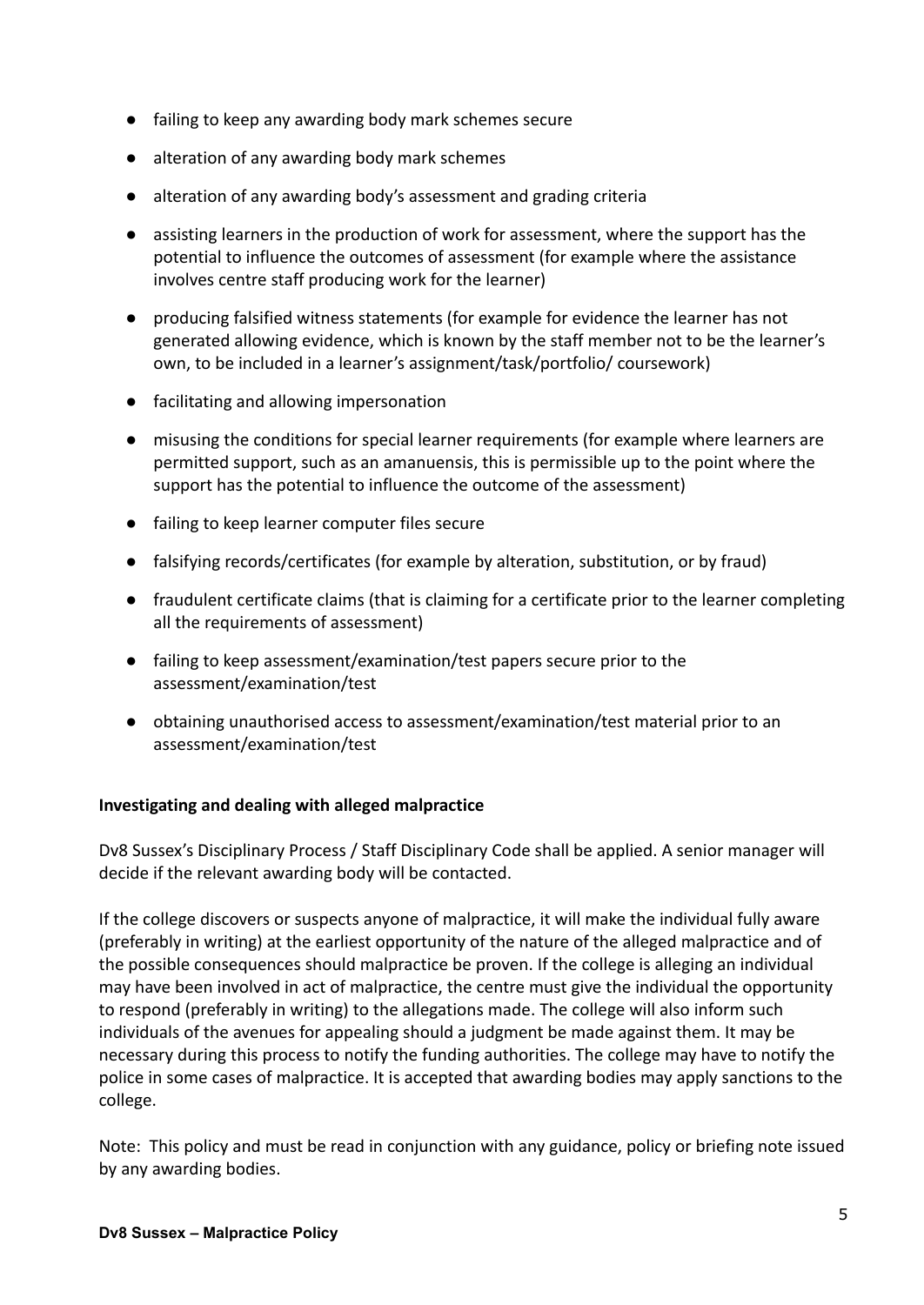- failing to keep any awarding body mark schemes secure
- alteration of any awarding body mark schemes
- alteration of any awarding body's assessment and grading criteria
- assisting learners in the production of work for assessment, where the support has the potential to influence the outcomes of assessment (for example where the assistance involves centre staff producing work for the learner)
- producing falsified witness statements (for example for evidence the learner has not generated allowing evidence, which is known by the staff member not to be the learner's own, to be included in a learner's assignment/task/portfolio/ coursework)
- facilitating and allowing impersonation
- misusing the conditions for special learner requirements (for example where learners are permitted support, such as an amanuensis, this is permissible up to the point where the support has the potential to influence the outcome of the assessment)
- failing to keep learner computer files secure
- falsifying records/certificates (for example by alteration, substitution, or by fraud)
- fraudulent certificate claims (that is claiming for a certificate prior to the learner completing all the requirements of assessment)
- failing to keep assessment/examination/test papers secure prior to the assessment/examination/test
- obtaining unauthorised access to assessment/examination/test material prior to an assessment/examination/test

**Investigating and dealing with alleged malpractice**

Dv8 Sussex's Disciplinary Process / Staff Disciplinary Code shall be applied. A senior manager will decide if the relevant awarding body will be contacted.

If the college discovers or suspects anyone of malpractice, it will make the individual fully aware (preferably in writing) at the earliest opportunity of the nature of the alleged malpractice and of the possible consequences should malpractice be proven. If the college is alleging an individual may have been involved in act of malpractice, the centre must give the individual the opportunity to respond (preferably in writing) to the allegations made. The college will also inform such individuals of the avenues for appealing should a judgment be made against them. It may be necessary during this process to notify the funding authorities. The college may have to notify the police in some cases of malpractice. It is accepted that awarding bodies may apply sanctions to the college.

Note: This policy and must be read in conjunction with any guidance, policy or briefing note issued by any awarding bodies.